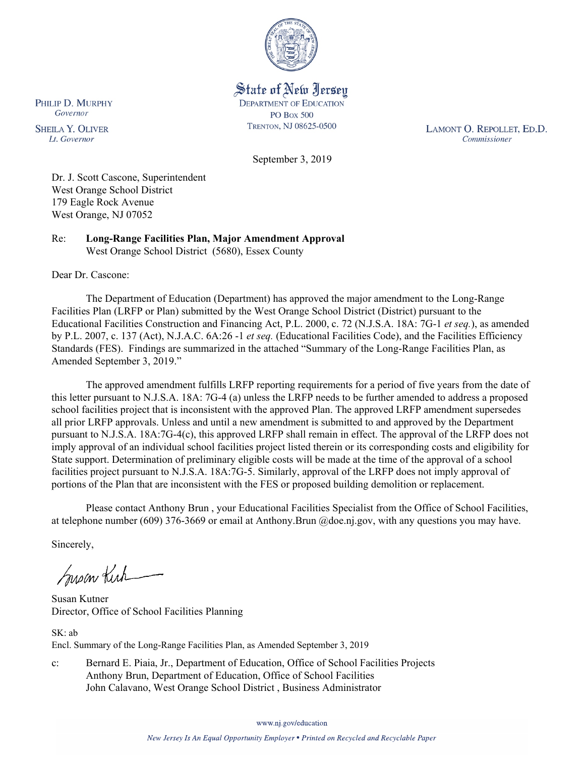State of New Jersey
DEPARTMENT OF EDUCATION
PO BOX 500
TRENTON, NJ 08625-0500

PHILIP D. MURPHY
*Governor*

SHEILA Y. OLIVER
*Lt. Governor*

LAMONT O. REPOLLET, ED.D.
*Commissioner*

September 3, 2019

Dr. J. Scott Cascone, Superintendent
West Orange School District
179 Eagle Rock Avenue
West Orange, NJ 07052

Re: **Long-Range Facilities Plan, Major Amendment Approval**
West Orange School District (5680), Essex County

Dear Dr. Cascone:

The Department of Education (Department) has approved the major amendment to the Long-Range Facilities Plan (LRFP or Plan) submitted by the West Orange School District (District) pursuant to the Educational Facilities Construction and Financing Act, P.L. 2000, c. 72 (N.J.S.A. 18A: 7G-1 *et seq.*), as amended by P.L. 2007, c. 137 (Act), N.J.A.C. 6A:26 -1 *et seq.* (Educational Facilities Code), and the Facilities Efficiency Standards (FES). Findings are summarized in the attached "Summary of the Long-Range Facilities Plan, as Amended September 3, 2019."

The approved amendment fulfills LRFP reporting requirements for a period of five years from the date of this letter pursuant to N.J.S.A. 18A: 7G-4 (a) unless the LRFP needs to be further amended to address a proposed school facilities project that is inconsistent with the approved Plan. The approved LRFP amendment supersedes all prior LRFP approvals. Unless and until a new amendment is submitted to and approved by the Department pursuant to N.J.S.A. 18A:7G-4(c), this approved LRFP shall remain in effect. The approval of the LRFP does not imply approval of an individual school facilities project listed therein or its corresponding costs and eligibility for State support. Determination of preliminary eligible costs will be made at the time of the approval of a school facilities project pursuant to N.J.S.A. 18A:7G-5. Similarly, approval of the LRFP does not imply approval of portions of the Plan that are inconsistent with the FES or proposed building demolition or replacement.

Please contact Anthony Brun , your Educational Facilities Specialist from the Office of School Facilities, at telephone number (609) 376-3669 or email at Anthony.Brun @doe.nj.gov, with any questions you may have.

Sincerely,

Susan Kutner
Director, Office of School Facilities Planning

SK: ab
Encl. Summary of the Long-Range Facilities Plan, as Amended September 3, 2019

c: Bernard E. Piaia, Jr., Department of Education, Office of School Facilities Projects
Anthony Brun, Department of Education, Office of School Facilities
John Calavano, West Orange School District , Business Administrator

www.nj.gov/education

*New Jersey Is An Equal Opportunity Employer • Printed on Recycled and Recyclable Paper*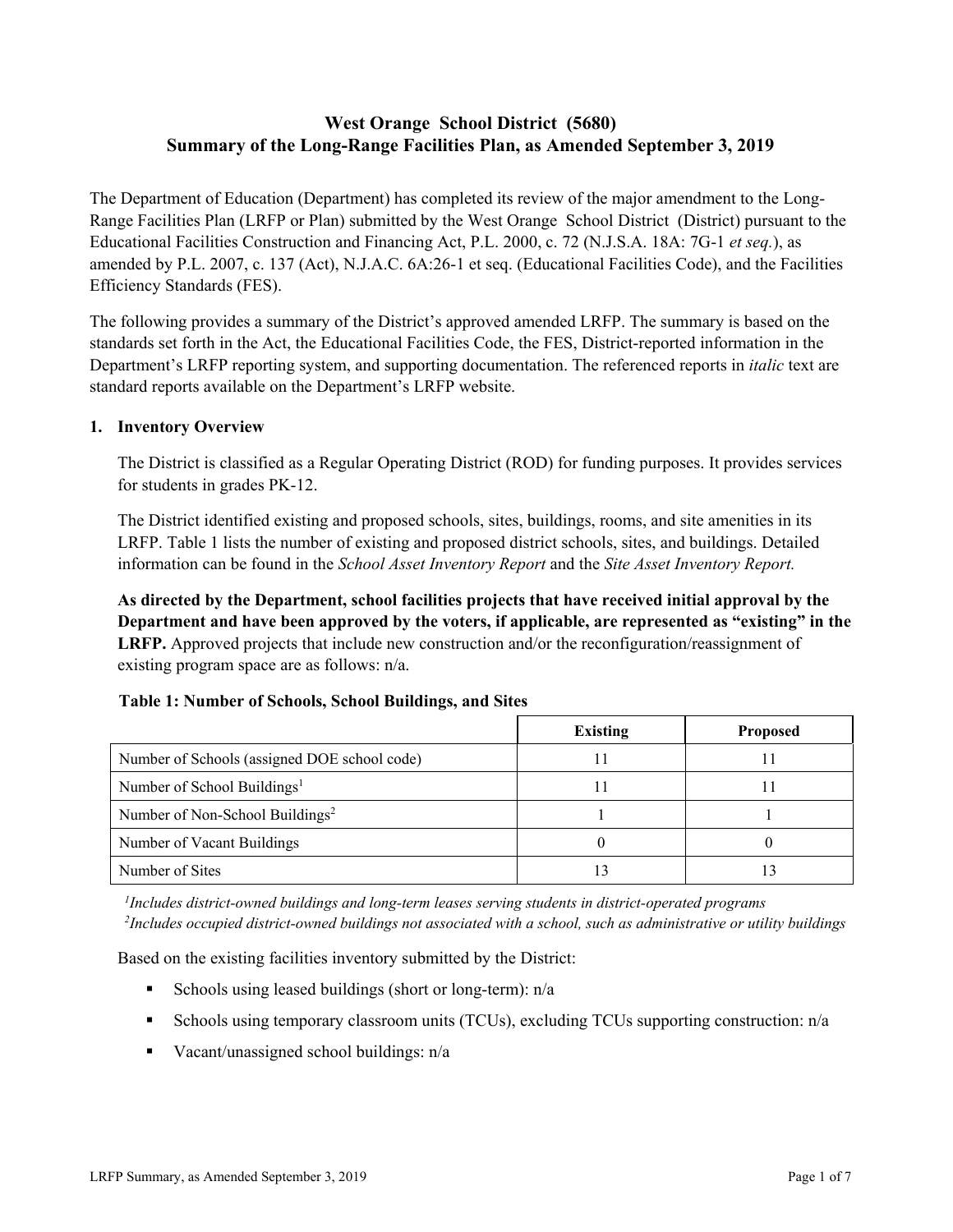# West Orange School District (5680)
# Summary of the Long-Range Facilities Plan, as Amended September 3, 2019

The Department of Education (Department) has completed its review of the major amendment to the Long-Range Facilities Plan (LRFP or Plan) submitted by the West Orange School District (District) pursuant to the Educational Facilities Construction and Financing Act, P.L. 2000, c. 72 (N.J.S.A. 18A: 7G-1 *et seq.*), as amended by P.L. 2007, c. 137 (Act), N.J.A.C. 6A:26-1 et seq. (Educational Facilities Code), and the Facilities Efficiency Standards (FES).

The following provides a summary of the District's approved amended LRFP. The summary is based on the standards set forth in the Act, the Educational Facilities Code, the FES, District-reported information in the Department's LRFP reporting system, and supporting documentation. The referenced reports in *italic* text are standard reports available on the Department's LRFP website.

## 1. Inventory Overview

The District is classified as a Regular Operating District (ROD) for funding purposes. It provides services for students in grades PK-12.

The District identified existing and proposed schools, sites, buildings, rooms, and site amenities in its LRFP. Table 1 lists the number of existing and proposed district schools, sites, and buildings. Detailed information can be found in the *School Asset Inventory Report* and the *Site Asset Inventory Report.*

**As directed by the Department, school facilities projects that have received initial approval by the Department and have been approved by the voters, if applicable, are represented as "existing" in the LRFP.** Approved projects that include new construction and/or the reconfiguration/reassignment of existing program space are as follows: n/a.

**Table 1: Number of Schools, School Buildings, and Sites**

| | Existing | Proposed |
|---|---|---|
| Number of Schools (assigned DOE school code) | 11 | 11 |
| Number of School Buildings[1] | 11 | 11 |
| Number of Non-School Buildings[2] | 1 | 1 |
| Number of Vacant Buildings | 0 | 0 |
| Number of Sites | 13 | 13 |

*[1]Includes district-owned buildings and long-term leases serving students in district-operated programs*
*[2]Includes occupied district-owned buildings not associated with a school, such as administrative or utility buildings*

Based on the existing facilities inventory submitted by the District:

- Schools using leased buildings (short or long-term): n/a
- Schools using temporary classroom units (TCUs), excluding TCUs supporting construction: n/a
- Vacant/unassigned school buildings: n/a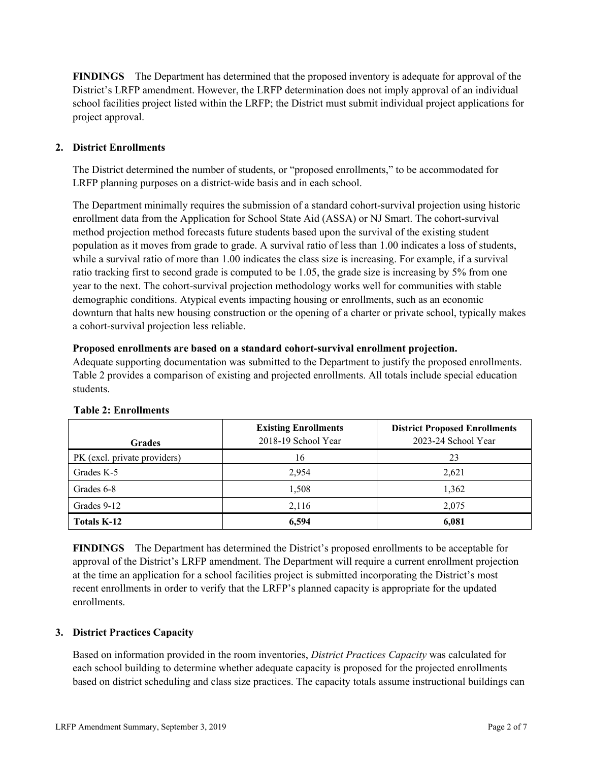**FINDINGS** The Department has determined that the proposed inventory is adequate for approval of the District's LRFP amendment. However, the LRFP determination does not imply approval of an individual school facilities project listed within the LRFP; the District must submit individual project applications for project approval.

## 2. District Enrollments

The District determined the number of students, or "proposed enrollments," to be accommodated for LRFP planning purposes on a district-wide basis and in each school.

The Department minimally requires the submission of a standard cohort-survival projection using historic enrollment data from the Application for School State Aid (ASSA) or NJ Smart. The cohort-survival method projection method forecasts future students based upon the survival of the existing student population as it moves from grade to grade. A survival ratio of less than 1.00 indicates a loss of students, while a survival ratio of more than 1.00 indicates the class size is increasing. For example, if a survival ratio tracking first to second grade is computed to be 1.05, the grade size is increasing by 5% from one year to the next. The cohort-survival projection methodology works well for communities with stable demographic conditions. Atypical events impacting housing or enrollments, such as an economic downturn that halts new housing construction or the opening of a charter or private school, typically makes a cohort-survival projection less reliable.

**Proposed enrollments are based on a standard cohort-survival enrollment projection.**
Adequate supporting documentation was submitted to the Department to justify the proposed enrollments. Table 2 provides a comparison of existing and projected enrollments. All totals include special education students.

**Table 2: Enrollments**

| Grades | **Existing Enrollments** 2018-19 School Year | **District Proposed Enrollments** 2023-24 School Year |
|---|---|---|
| PK (excl. private providers) | 16 | 23 |
| Grades K-5 | 2,954 | 2,621 |
| Grades 6-8 | 1,508 | 1,362 |
| Grades 9-12 | 2,116 | 2,075 |
| **Totals K-12** | **6,594** | **6,081** |

**FINDINGS** The Department has determined the District's proposed enrollments to be acceptable for approval of the District's LRFP amendment. The Department will require a current enrollment projection at the time an application for a school facilities project is submitted incorporating the District's most recent enrollments in order to verify that the LRFP's planned capacity is appropriate for the updated enrollments.

## 3. District Practices Capacity

Based on information provided in the room inventories, *District Practices Capacity* was calculated for each school building to determine whether adequate capacity is proposed for the projected enrollments based on district scheduling and class size practices. The capacity totals assume instructional buildings can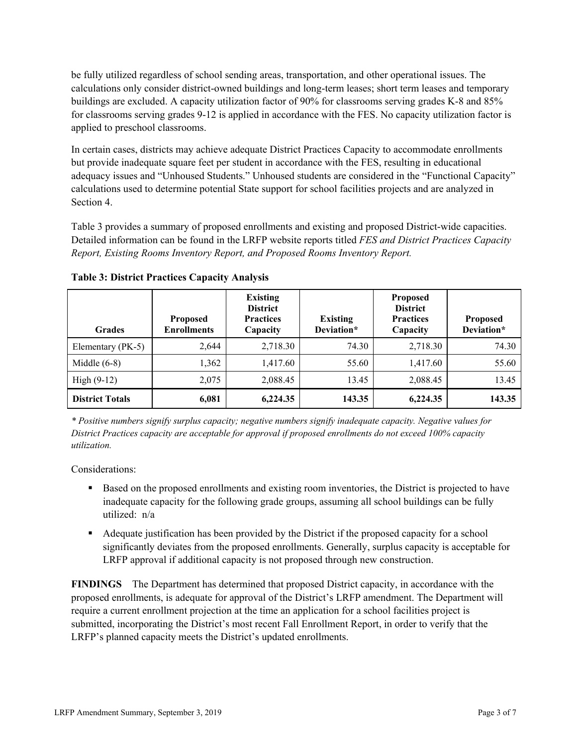be fully utilized regardless of school sending areas, transportation, and other operational issues. The calculations only consider district-owned buildings and long-term leases; short term leases and temporary buildings are excluded. A capacity utilization factor of 90% for classrooms serving grades K-8 and 85% for classrooms serving grades 9-12 is applied in accordance with the FES. No capacity utilization factor is applied to preschool classrooms.

In certain cases, districts may achieve adequate District Practices Capacity to accommodate enrollments but provide inadequate square feet per student in accordance with the FES, resulting in educational adequacy issues and "Unhoused Students." Unhoused students are considered in the "Functional Capacity" calculations used to determine potential State support for school facilities projects and are analyzed in Section 4.

Table 3 provides a summary of proposed enrollments and existing and proposed District-wide capacities. Detailed information can be found in the LRFP website reports titled *FES and District Practices Capacity Report, Existing Rooms Inventory Report, and Proposed Rooms Inventory Report.*

**Table 3: District Practices Capacity Analysis**

| Grades | Proposed Enrollments | Existing District Practices Capacity | Existing Deviation* | Proposed District Practices Capacity | Proposed Deviation* |
|---|---|---|---|---|---|
| Elementary (PK-5) | 2,644 | 2,718.30 | 74.30 | 2,718.30 | 74.30 |
| Middle (6-8) | 1,362 | 1,417.60 | 55.60 | 1,417.60 | 55.60 |
| High (9-12) | 2,075 | 2,088.45 | 13.45 | 2,088.45 | 13.45 |
| **District Totals** | **6,081** | **6,224.35** | **143.35** | **6,224.35** | **143.35** |

*\* Positive numbers signify surplus capacity; negative numbers signify inadequate capacity. Negative values for District Practices capacity are acceptable for approval if proposed enrollments do not exceed 100% capacity utilization.*

Considerations:

- Based on the proposed enrollments and existing room inventories, the District is projected to have inadequate capacity for the following grade groups, assuming all school buildings can be fully utilized: n/a
- Adequate justification has been provided by the District if the proposed capacity for a school significantly deviates from the proposed enrollments. Generally, surplus capacity is acceptable for LRFP approval if additional capacity is not proposed through new construction.

**FINDINGS** The Department has determined that proposed District capacity, in accordance with the proposed enrollments, is adequate for approval of the District's LRFP amendment. The Department will require a current enrollment projection at the time an application for a school facilities project is submitted, incorporating the District's most recent Fall Enrollment Report, in order to verify that the LRFP's planned capacity meets the District's updated enrollments.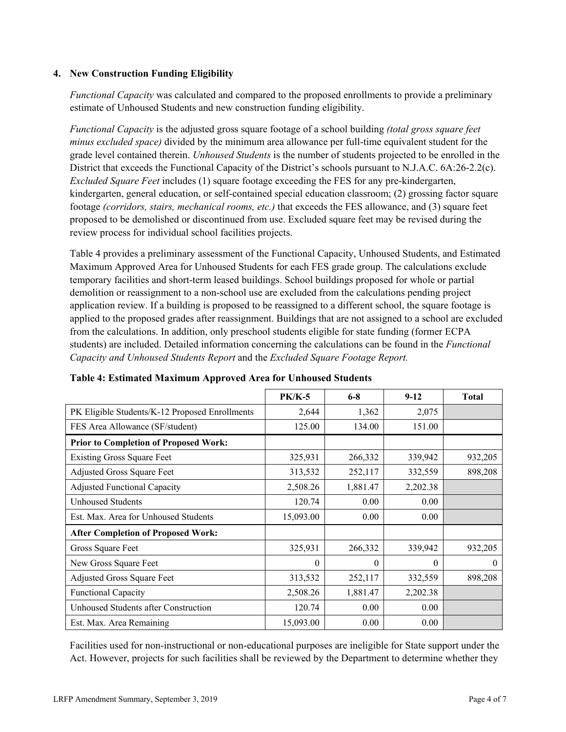### 4. New Construction Funding Eligibility

*Functional Capacity* was calculated and compared to the proposed enrollments to provide a preliminary estimate of Unhoused Students and new construction funding eligibility.

*Functional Capacity* is the adjusted gross square footage of a school building *(total gross square feet minus excluded space)* divided by the minimum area allowance per full-time equivalent student for the grade level contained therein. *Unhoused Students* is the number of students projected to be enrolled in the District that exceeds the Functional Capacity of the District's schools pursuant to N.J.A.C. 6A:26-2.2(c). *Excluded Square Feet* includes (1) square footage exceeding the FES for any pre-kindergarten, kindergarten, general education, or self-contained special education classroom; (2) grossing factor square footage *(corridors, stairs, mechanical rooms, etc.)* that exceeds the FES allowance, and (3) square feet proposed to be demolished or discontinued from use. Excluded square feet may be revised during the review process for individual school facilities projects.

Table 4 provides a preliminary assessment of the Functional Capacity, Unhoused Students, and Estimated Maximum Approved Area for Unhoused Students for each FES grade group. The calculations exclude temporary facilities and short-term leased buildings. School buildings proposed for whole or partial demolition or reassignment to a non-school use are excluded from the calculations pending project application review. If a building is proposed to be reassigned to a different school, the square footage is applied to the proposed grades after reassignment. Buildings that are not assigned to a school are excluded from the calculations. In addition, only preschool students eligible for state funding (former ECPA students) are included. Detailed information concerning the calculations can be found in the *Functional Capacity and Unhoused Students Report* and the *Excluded Square Footage Report.*

**Table 4: Estimated Maximum Approved Area for Unhoused Students**

| | PK/K-5 | 6-8 | 9-12 | Total |
|---|---|---|---|---|
| PK Eligible Students/K-12 Proposed Enrollments | 2,644 | 1,362 | 2,075 | |
| FES Area Allowance (SF/student) | 125.00 | 134.00 | 151.00 | |
| **Prior to Completion of Proposed Work:** | | | | |
| Existing Gross Square Feet | 325,931 | 266,332 | 339,942 | 932,205 |
| Adjusted Gross Square Feet | 313,532 | 252,117 | 332,559 | 898,208 |
| Adjusted Functional Capacity | 2,508.26 | 1,881.47 | 2,202.38 | |
| Unhoused Students | 120.74 | 0.00 | 0.00 | |
| Est. Max. Area for Unhoused Students | 15,093.00 | 0.00 | 0.00 | |
| **After Completion of Proposed Work:** | | | | |
| Gross Square Feet | 325,931 | 266,332 | 339,942 | 932,205 |
| New Gross Square Feet | 0 | 0 | 0 | 0 |
| Adjusted Gross Square Feet | 313,532 | 252,117 | 332,559 | 898,208 |
| Functional Capacity | 2,508.26 | 1,881.47 | 2,202.38 | |
| Unhoused Students after Construction | 120.74 | 0.00 | 0.00 | |
| Est. Max. Area Remaining | 15,093.00 | 0.00 | 0.00 | |

Facilities used for non-instructional or non-educational purposes are ineligible for State support under the Act. However, projects for such facilities shall be reviewed by the Department to determine whether they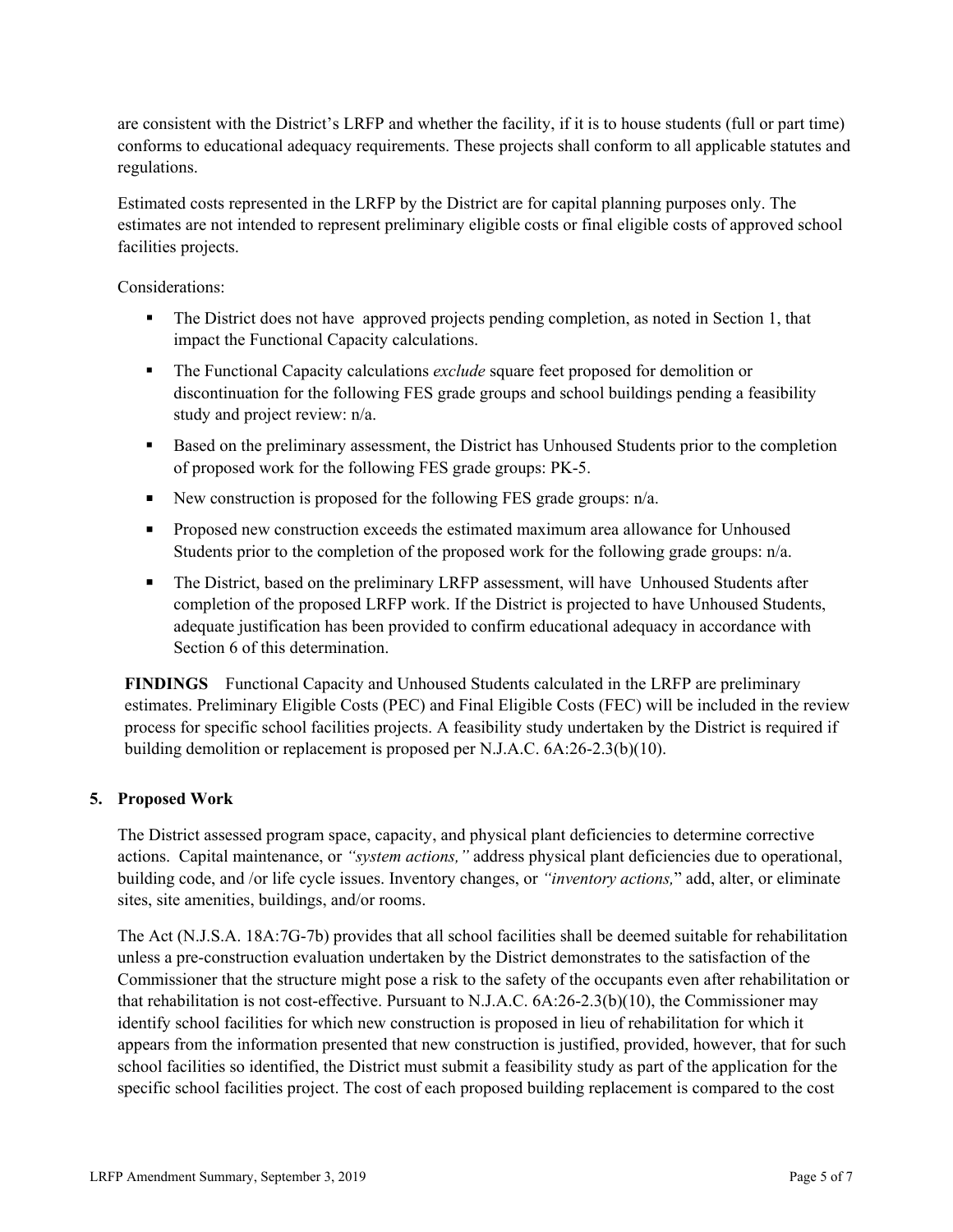are consistent with the District's LRFP and whether the facility, if it is to house students (full or part time) conforms to educational adequacy requirements. These projects shall conform to all applicable statutes and regulations.

Estimated costs represented in the LRFP by the District are for capital planning purposes only. The estimates are not intended to represent preliminary eligible costs or final eligible costs of approved school facilities projects.

Considerations:

- The District does not have approved projects pending completion, as noted in Section 1, that impact the Functional Capacity calculations.
- The Functional Capacity calculations *exclude* square feet proposed for demolition or discontinuation for the following FES grade groups and school buildings pending a feasibility study and project review: n/a.
- Based on the preliminary assessment, the District has Unhoused Students prior to the completion of proposed work for the following FES grade groups: PK-5.
- New construction is proposed for the following FES grade groups: n/a.
- Proposed new construction exceeds the estimated maximum area allowance for Unhoused Students prior to the completion of the proposed work for the following grade groups: n/a.
- The District, based on the preliminary LRFP assessment, will have Unhoused Students after completion of the proposed LRFP work. If the District is projected to have Unhoused Students, adequate justification has been provided to confirm educational adequacy in accordance with Section 6 of this determination.

**FINDINGS** Functional Capacity and Unhoused Students calculated in the LRFP are preliminary estimates. Preliminary Eligible Costs (PEC) and Final Eligible Costs (FEC) will be included in the review process for specific school facilities projects. A feasibility study undertaken by the District is required if building demolition or replacement is proposed per N.J.A.C. 6A:26-2.3(b)(10).

## 5. Proposed Work

The District assessed program space, capacity, and physical plant deficiencies to determine corrective actions. Capital maintenance, or *"system actions,"* address physical plant deficiencies due to operational, building code, and /or life cycle issues. Inventory changes, or *"inventory actions,"* add, alter, or eliminate sites, site amenities, buildings, and/or rooms.

The Act (N.J.S.A. 18A:7G-7b) provides that all school facilities shall be deemed suitable for rehabilitation unless a pre-construction evaluation undertaken by the District demonstrates to the satisfaction of the Commissioner that the structure might pose a risk to the safety of the occupants even after rehabilitation or that rehabilitation is not cost-effective. Pursuant to N.J.A.C. 6A:26-2.3(b)(10), the Commissioner may identify school facilities for which new construction is proposed in lieu of rehabilitation for which it appears from the information presented that new construction is justified, provided, however, that for such school facilities so identified, the District must submit a feasibility study as part of the application for the specific school facilities project. The cost of each proposed building replacement is compared to the cost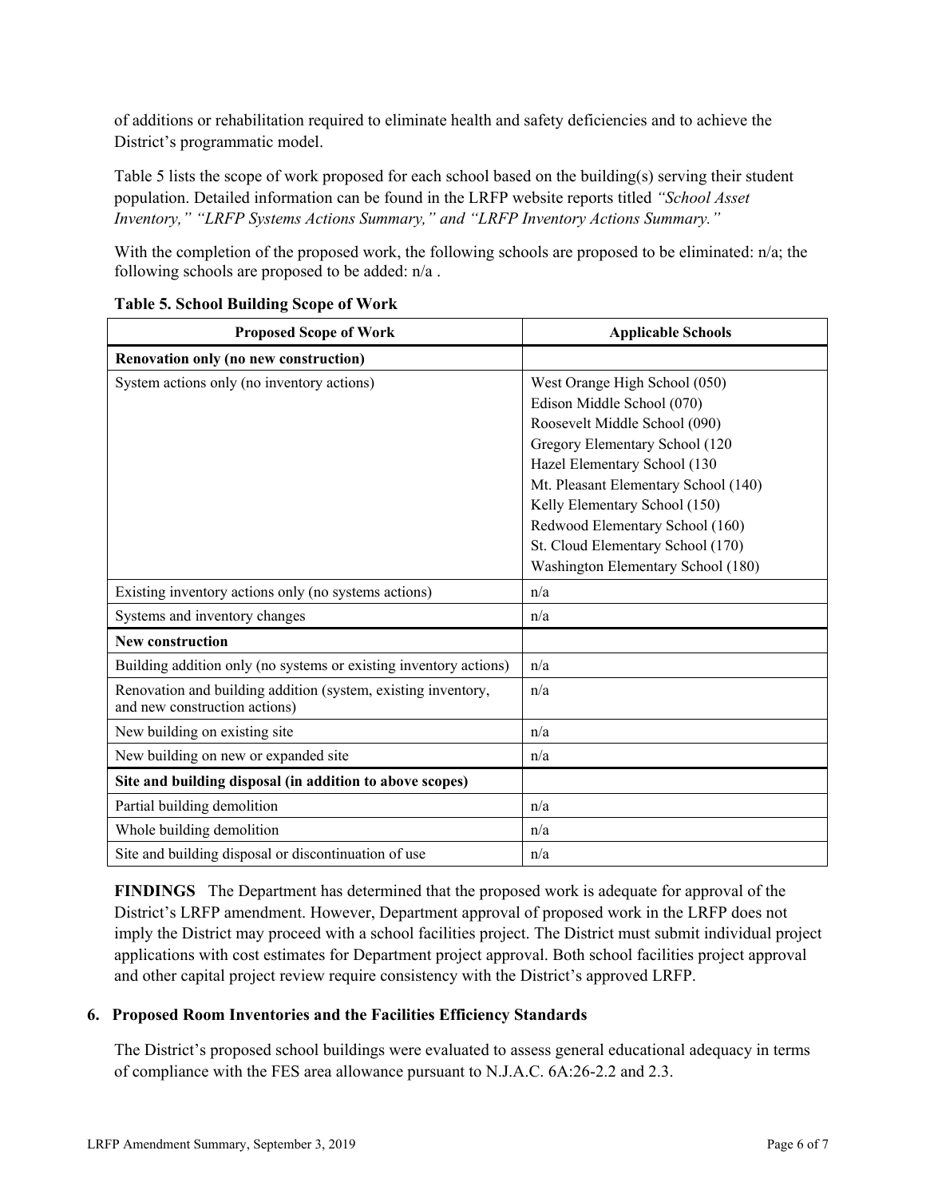of additions or rehabilitation required to eliminate health and safety deficiencies and to achieve the District's programmatic model.

Table 5 lists the scope of work proposed for each school based on the building(s) serving their student population. Detailed information can be found in the LRFP website reports titled *"School Asset Inventory," "LRFP Systems Actions Summary," and "LRFP Inventory Actions Summary."*

With the completion of the proposed work, the following schools are proposed to be eliminated: n/a; the following schools are proposed to be added: n/a .

**Table 5. School Building Scope of Work**

| Proposed Scope of Work | Applicable Schools |
|---|---|
| **Renovation only (no new construction)** | |
| System actions only (no inventory actions) | West Orange High School (050)<br>Edison Middle School (070)<br>Roosevelt Middle School (090)<br>Gregory Elementary School (120<br>Hazel Elementary School (130<br>Mt. Pleasant Elementary School (140)<br>Kelly Elementary School (150)<br>Redwood Elementary School (160)<br>St. Cloud Elementary School (170)<br>Washington Elementary School (180) |
| Existing inventory actions only (no systems actions) | n/a |
| Systems and inventory changes | n/a |
| **New construction** | |
| Building addition only (no systems or existing inventory actions) | n/a |
| Renovation and building addition (system, existing inventory, and new construction actions) | n/a |
| New building on existing site | n/a |
| New building on new or expanded site | n/a |
| **Site and building disposal (in addition to above scopes)** | |
| Partial building demolition | n/a |
| Whole building demolition | n/a |
| Site and building disposal or discontinuation of use | n/a |

**FINDINGS** The Department has determined that the proposed work is adequate for approval of the District's LRFP amendment. However, Department approval of proposed work in the LRFP does not imply the District may proceed with a school facilities project. The District must submit individual project applications with cost estimates for Department project approval. Both school facilities project approval and other capital project review require consistency with the District's approved LRFP.

### 6. Proposed Room Inventories and the Facilities Efficiency Standards

The District's proposed school buildings were evaluated to assess general educational adequacy in terms of compliance with the FES area allowance pursuant to N.J.A.C. 6A:26-2.2 and 2.3.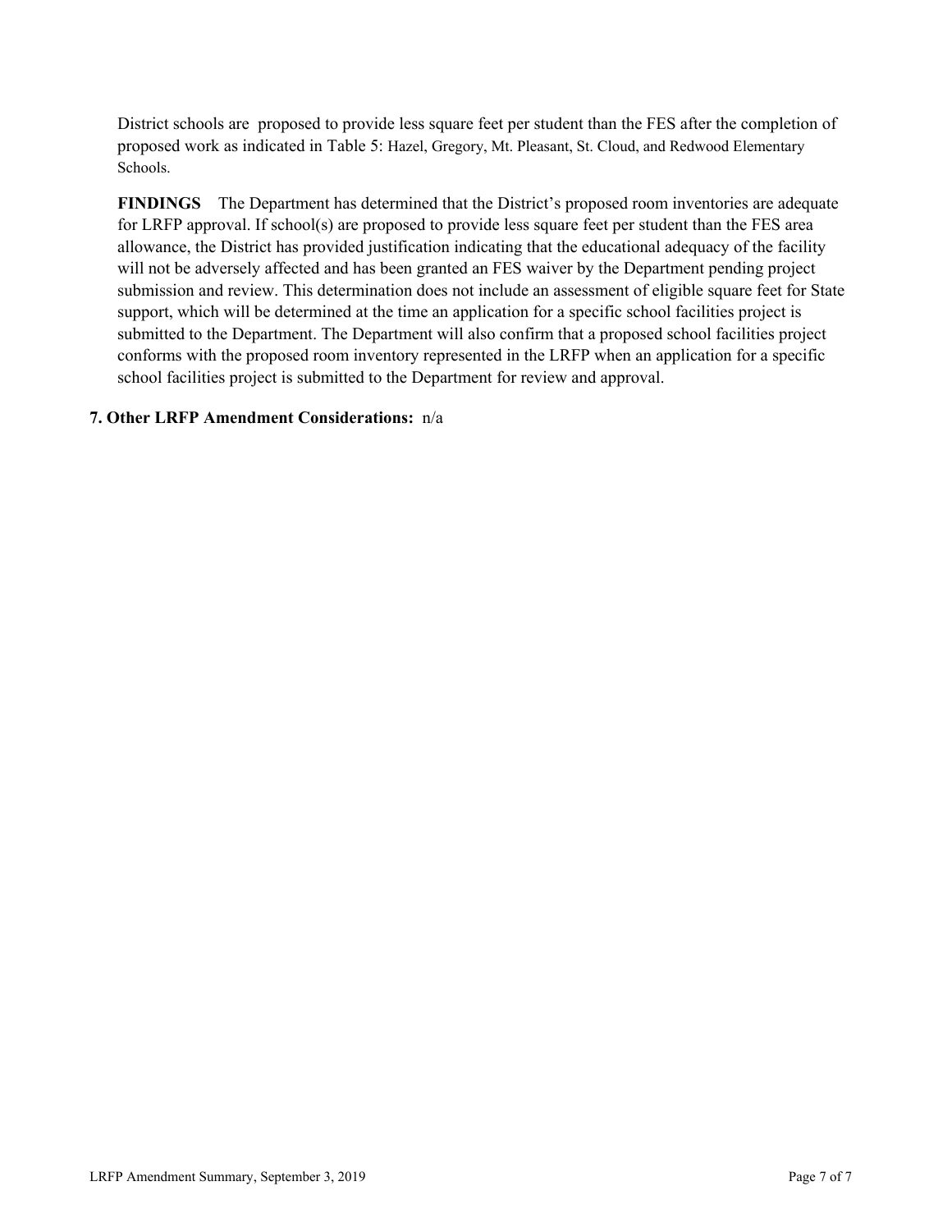District schools are proposed to provide less square feet per student than the FES after the completion of proposed work as indicated in Table 5: Hazel, Gregory, Mt. Pleasant, St. Cloud, and Redwood Elementary Schools.

**FINDINGS** The Department has determined that the District's proposed room inventories are adequate for LRFP approval. If school(s) are proposed to provide less square feet per student than the FES area allowance, the District has provided justification indicating that the educational adequacy of the facility will not be adversely affected and has been granted an FES waiver by the Department pending project submission and review. This determination does not include an assessment of eligible square feet for State support, which will be determined at the time an application for a specific school facilities project is submitted to the Department. The Department will also confirm that a proposed school facilities project conforms with the proposed room inventory represented in the LRFP when an application for a specific school facilities project is submitted to the Department for review and approval.

**7. Other LRFP Amendment Considerations:** n/a